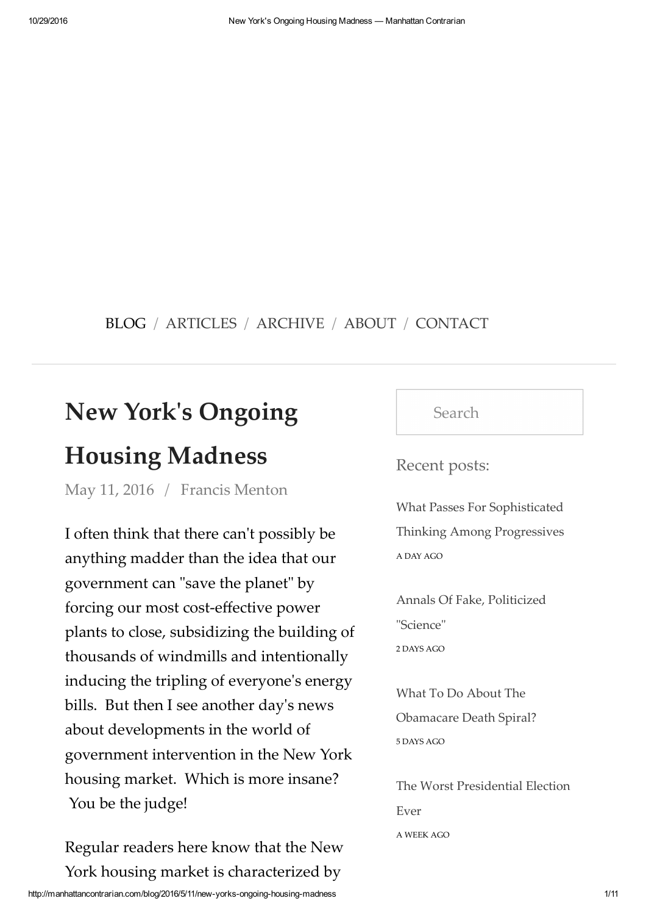BLOG / ARTICLES / ARCHIVE / ABOUT / CONTACT

# New York's Ongoing Housing Madness

May 11, 2016 / Francis Menton

I often think that there can't possibly be anything madder than the idea that our government can "save the planet" by forcing our most cost-effective power plants to close, subsidizing the building of thousands of windmills and intentionally inducing the tripling of everyone's energy bills. But then I see another day's news about developments in the world of government intervention in the New York housing market. Which is more insane? You be the judge!

Regular readers here know that the New York housing market is characterized by

Search

Recent posts:

What Passes For Sophisticated Thinking Among Progressives
A DAY AGO

Annals Of Fake, Politicized "Science"
2 DAYS AGO

What To Do About The Obamacare Death Spiral?
5 DAYS AGO

The Worst Presidential Election Ever
A WEEK AGO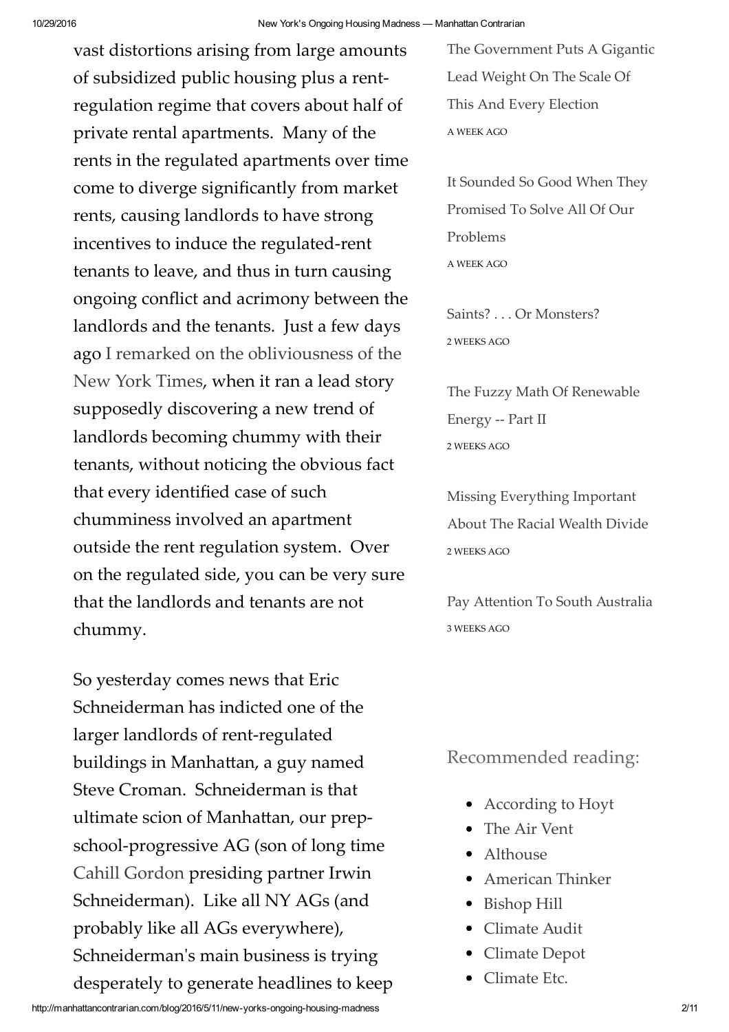vast distortions arising from large amounts of subsidized public housing plus a rent-regulation regime that covers about half of private rental apartments. Many of the rents in the regulated apartments over time come to diverge significantly from market rents, causing landlords to have strong incentives to induce the regulated-rent tenants to leave, and thus in turn causing ongoing conflict and acrimony between the landlords and the tenants. Just a few days ago I remarked on the obliviousness of the New York Times, when it ran a lead story supposedly discovering a new trend of landlords becoming chummy with their tenants, without noticing the obvious fact that every identified case of such chumminess involved an apartment outside the rent regulation system. Over on the regulated side, you can be very sure that the landlords and tenants are not chummy.

So yesterday comes news that Eric Schneiderman has indicted one of the larger landlords of rent-regulated buildings in Manhattan, a guy named Steve Croman. Schneiderman is that ultimate scion of Manhattan, our prep-school-progressive AG (son of long time Cahill Gordon presiding partner Irwin Schneiderman). Like all NY AGs (and probably like all AGs everywhere), Schneiderman's main business is trying desperately to generate headlines to keep

The Government Puts A Gigantic Lead Weight On The Scale Of This And Every Election
A WEEK AGO

It Sounded So Good When They Promised To Solve All Of Our Problems
A WEEK AGO

Saints? . . . Or Monsters?
2 WEEKS AGO

The Fuzzy Math Of Renewable Energy -- Part II
2 WEEKS AGO

Missing Everything Important About The Racial Wealth Divide
2 WEEKS AGO

Pay Attention To South Australia
3 WEEKS AGO

Recommended reading:

- According to Hoyt
- The Air Vent
- Althouse
- American Thinker
- Bishop Hill
- Climate Audit
- Climate Depot
- Climate Etc.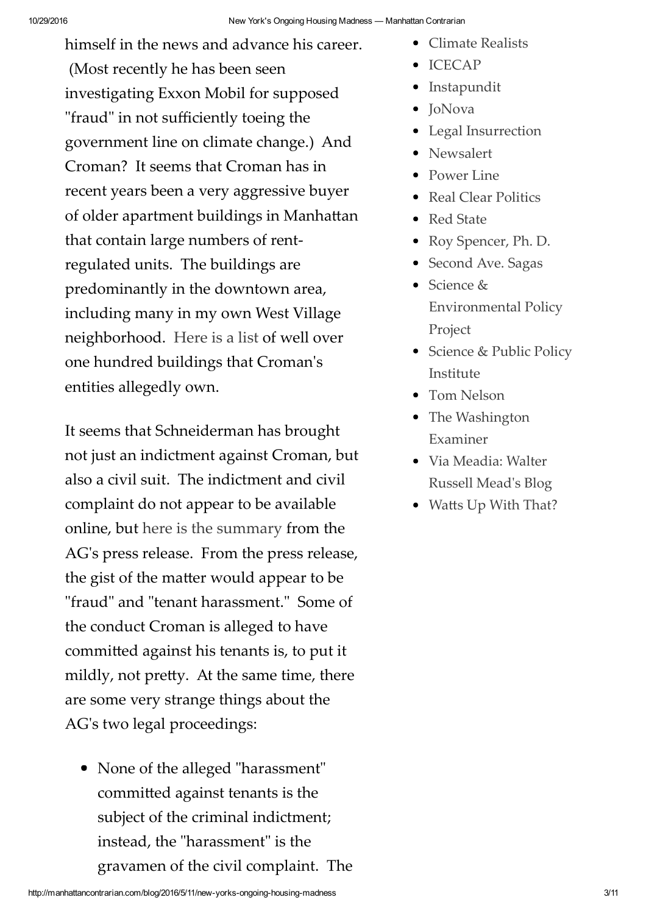himself in the news and advance his career. (Most recently he has been seen investigating Exxon Mobil for supposed "fraud" in not sufficiently toeing the government line on climate change.) And Croman? It seems that Croman has in recent years been a very aggressive buyer of older apartment buildings in Manhattan that contain large numbers of rent-regulated units. The buildings are predominantly in the downtown area, including many in my own West Village neighborhood. Here is a list of well over one hundred buildings that Croman's entities allegedly own.

It seems that Schneiderman has brought not just an indictment against Croman, but also a civil suit. The indictment and civil complaint do not appear to be available online, but here is the summary from the AG's press release. From the press release, the gist of the matter would appear to be "fraud" and "tenant harassment." Some of the conduct Croman is alleged to have committed against his tenants is, to put it mildly, not pretty. At the same time, there are some very strange things about the AG's two legal proceedings:

- None of the alleged "harassment" committed against tenants is the subject of the criminal indictment; instead, the "harassment" is the gravamen of the civil complaint. The

- Climate Realists
- ICECAP
- Instapundit
- JoNova
- Legal Insurrection
- Newsalert
- Power Line
- Real Clear Politics
- Red State
- Roy Spencer, Ph. D.
- Second Ave. Sagas
- Science & Environmental Policy Project
- Science & Public Policy Institute
- Tom Nelson
- The Washington Examiner
- Via Meadia: Walter Russell Mead's Blog
- Watts Up With That?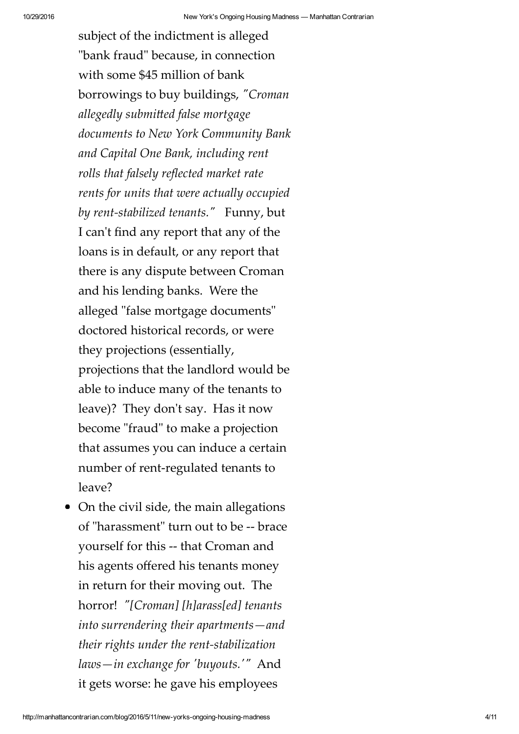subject of the indictment is alleged "bank fraud" because, in connection with some $45 million of bank borrowings to buy buildings, *"Croman allegedly submitted false mortgage documents to New York Community Bank and Capital One Bank, including rent rolls that falsely reflected market rate rents for units that were actually occupied by rent-stabilized tenants."* Funny, but I can't find any report that any of the loans is in default, or any report that there is any dispute between Croman and his lending banks. Were the alleged "false mortgage documents" doctored historical records, or were they projections (essentially, projections that the landlord would be able to induce many of the tenants to leave)? They don't say. Has it now become "fraud" to make a projection that assumes you can induce a certain number of rent-regulated tenants to leave?

- On the civil side, the main allegations of "harassment" turn out to be -- brace yourself for this -- that Croman and his agents offered his tenants money in return for their moving out. The horror! *"[Croman] [h]arass[ed] tenants into surrendering their apartments—and their rights under the rent-stabilization laws—in exchange for 'buyouts.'"* And it gets worse: he gave his employees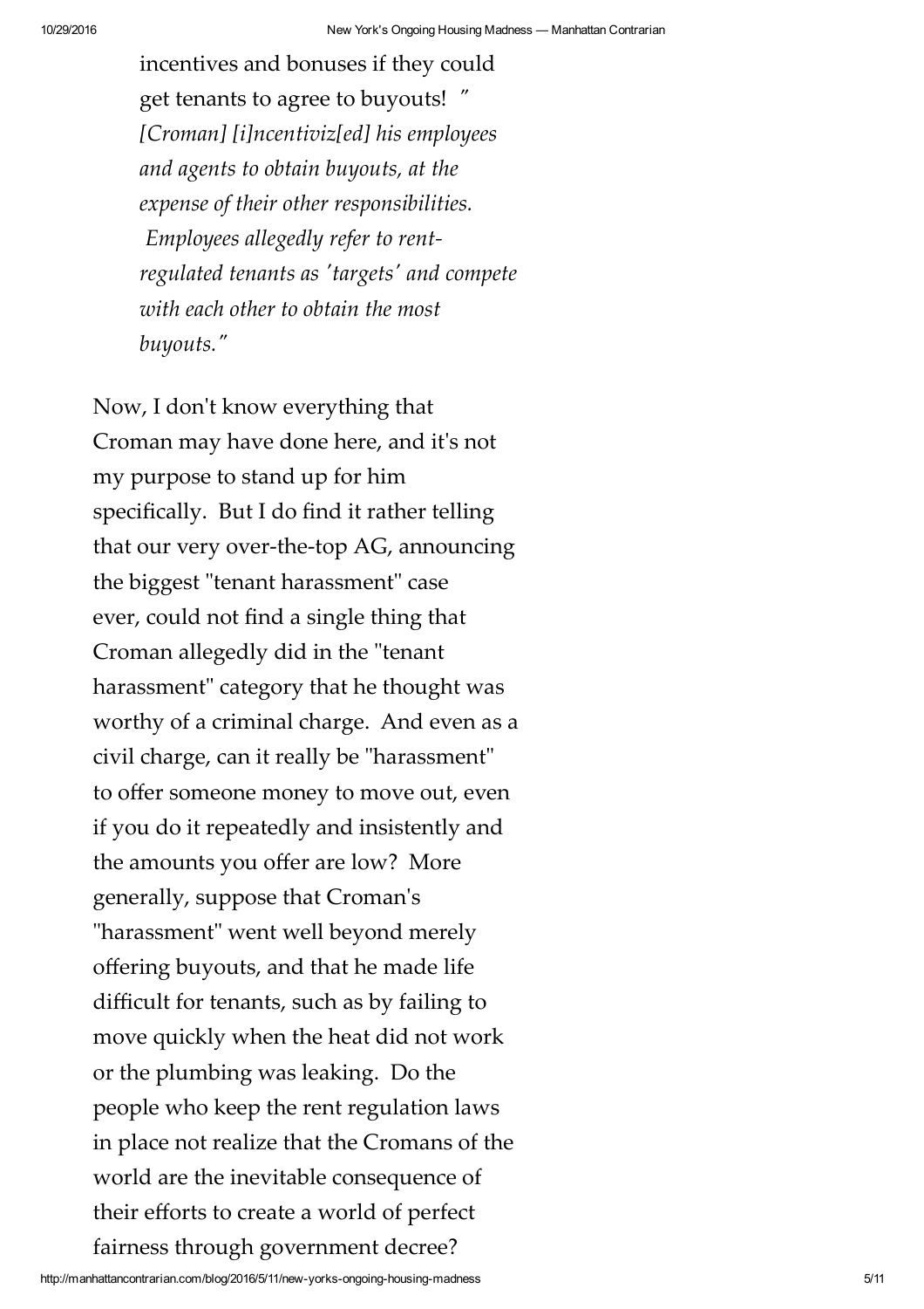> incentives and bonuses if they could get tenants to agree to buyouts! " *[Croman] [i]ncentiviz[ed] his employees and agents to obtain buyouts, at the expense of their other responsibilities. Employees allegedly refer to rent-regulated tenants as 'targets' and compete with each other to obtain the most buyouts."*

Now, I don't know everything that Croman may have done here, and it's not my purpose to stand up for him specifically. But I do find it rather telling that our very over-the-top AG, announcing the biggest "tenant harassment" case ever, could not find a single thing that Croman allegedly did in the "tenant harassment" category that he thought was worthy of a criminal charge. And even as a civil charge, can it really be "harassment" to offer someone money to move out, even if you do it repeatedly and insistently and the amounts you offer are low? More generally, suppose that Croman's "harassment" went well beyond merely offering buyouts, and that he made life difficult for tenants, such as by failing to move quickly when the heat did not work or the plumbing was leaking. Do the people who keep the rent regulation laws in place not realize that the Cromans of the world are the inevitable consequence of their efforts to create a world of perfect fairness through government decree?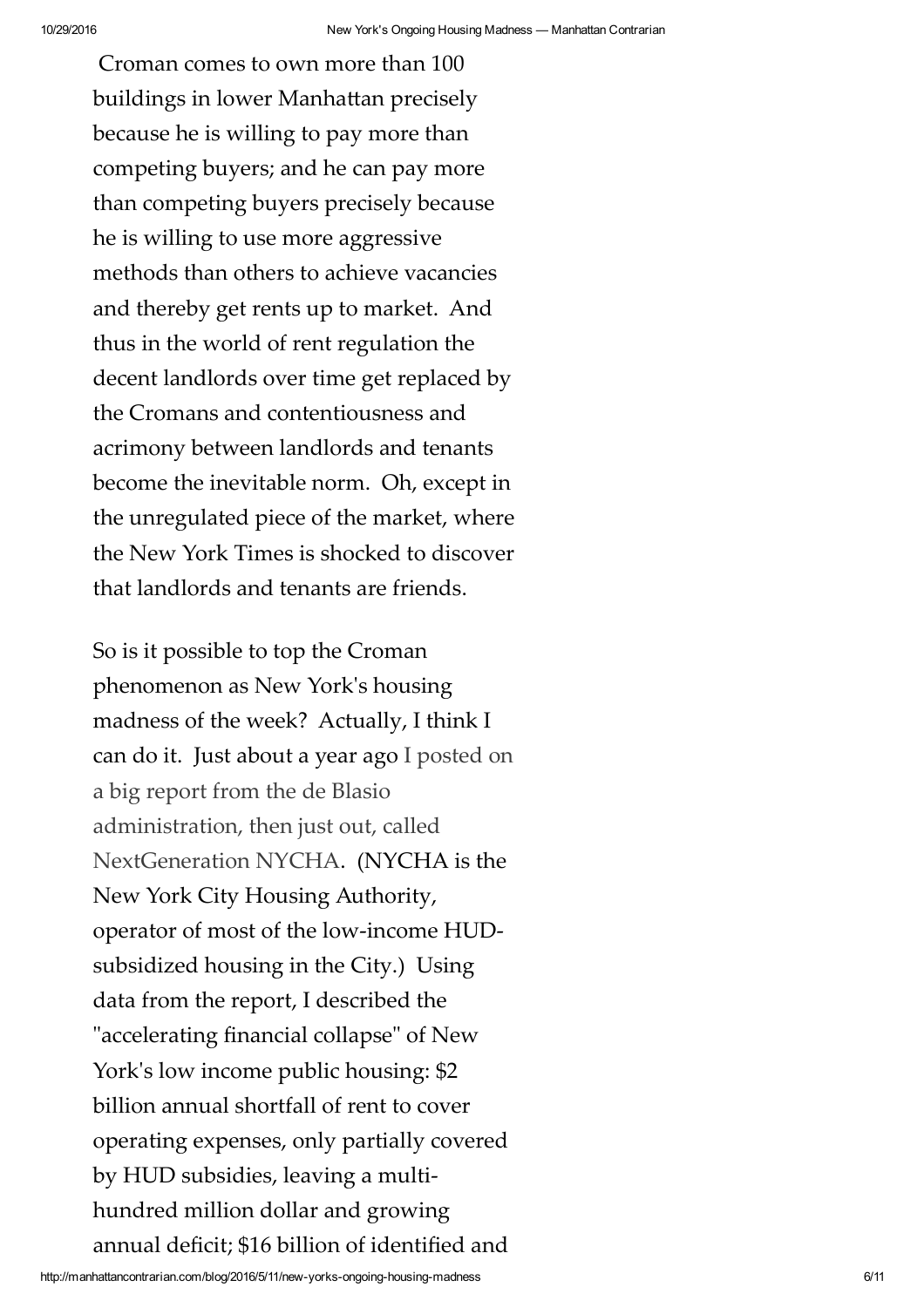Croman comes to own more than 100 buildings in lower Manhattan precisely because he is willing to pay more than competing buyers; and he can pay more than competing buyers precisely because he is willing to use more aggressive methods than others to achieve vacancies and thereby get rents up to market. And thus in the world of rent regulation the decent landlords over time get replaced by the Cromans and contentiousness and acrimony between landlords and tenants become the inevitable norm. Oh, except in the unregulated piece of the market, where the New York Times is shocked to discover that landlords and tenants are friends.

So is it possible to top the Croman phenomenon as New York's housing madness of the week? Actually, I think I can do it. Just about a year ago I posted on a big report from the de Blasio administration, then just out, called NextGeneration NYCHA. (NYCHA is the New York City Housing Authority, operator of most of the low-income HUD-subsidized housing in the City.) Using data from the report, I described the "accelerating financial collapse" of New York's low income public housing: $2 billion annual shortfall of rent to cover operating expenses, only partially covered by HUD subsidies, leaving a multi-hundred million dollar and growing annual deficit; $16 billion of identified and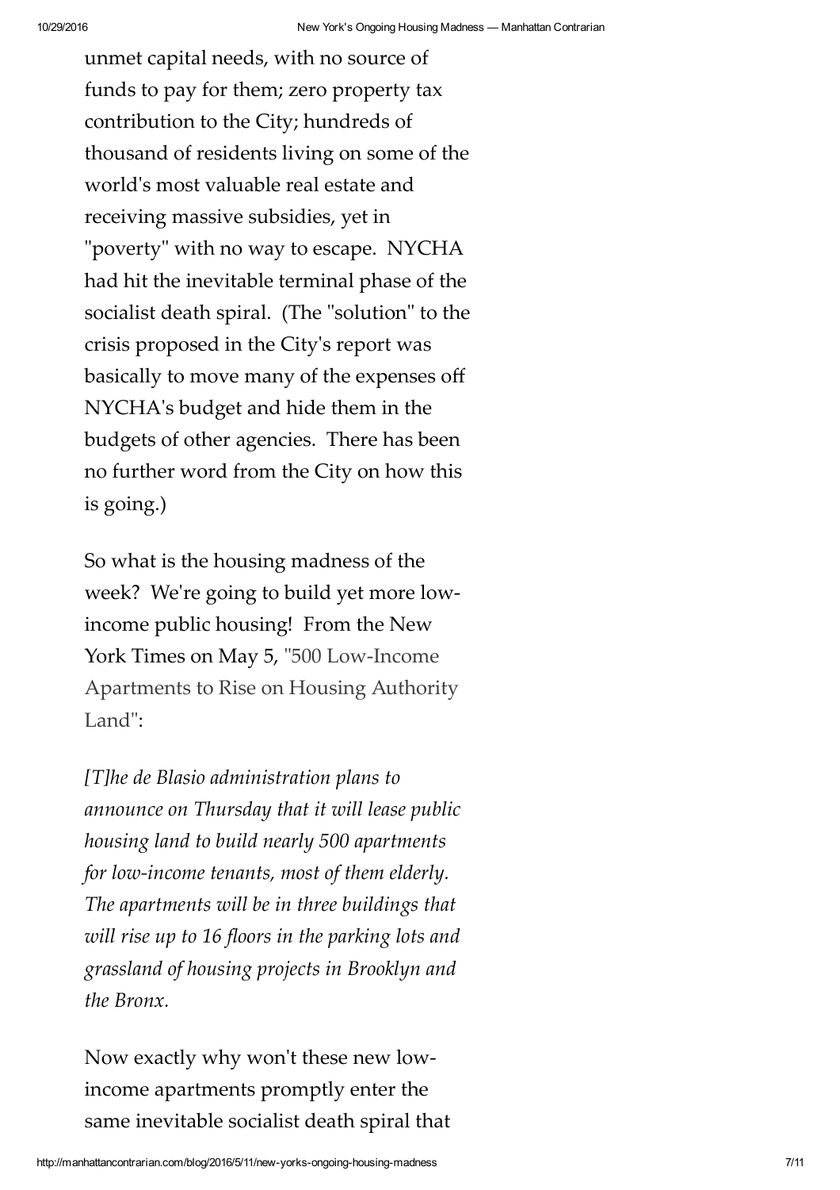unmet capital needs, with no source of funds to pay for them; zero property tax contribution to the City; hundreds of thousand of residents living on some of the world's most valuable real estate and receiving massive subsidies, yet in "poverty" with no way to escape. NYCHA had hit the inevitable terminal phase of the socialist death spiral. (The "solution" to the crisis proposed in the City's report was basically to move many of the expenses off NYCHA's budget and hide them in the budgets of other agencies. There has been no further word from the City on how this is going.)

So what is the housing madness of the week? We're going to build yet more low-income public housing! From the New York Times on May 5, "500 Low-Income Apartments to Rise on Housing Authority Land":

*[T]he de Blasio administration plans to announce on Thursday that it will lease public housing land to build nearly 500 apartments for low-income tenants, most of them elderly. The apartments will be in three buildings that will rise up to 16 floors in the parking lots and grassland of housing projects in Brooklyn and the Bronx.*

Now exactly why won't these new low-income apartments promptly enter the same inevitable socialist death spiral that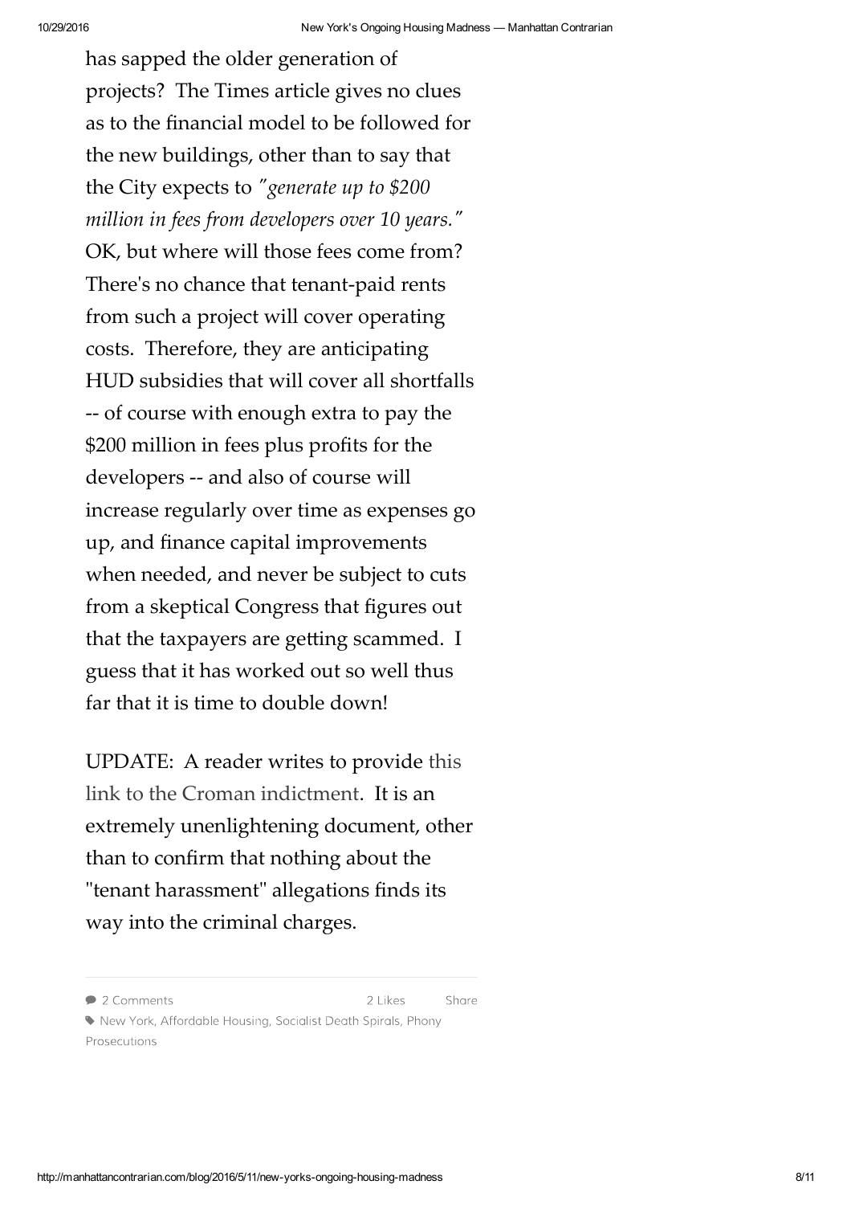has sapped the older generation of projects? The Times article gives no clues as to the financial model to be followed for the new buildings, other than to say that the City expects to *"generate up to $200 million in fees from developers over 10 years."* OK, but where will those fees come from? There's no chance that tenant-paid rents from such a project will cover operating costs. Therefore, they are anticipating HUD subsidies that will cover all shortfalls -- of course with enough extra to pay the $200 million in fees plus profits for the developers -- and also of course will increase regularly over time as expenses go up, and finance capital improvements when needed, and never be subject to cuts from a skeptical Congress that figures out that the taxpayers are getting scammed. I guess that it has worked out so well thus far that it is time to double down!

UPDATE: A reader writes to provide this link to the Croman indictment. It is an extremely unenlightening document, other than to confirm that nothing about the "tenant harassment" allegations finds its way into the criminal charges.

2 Comments    2 Likes    Share

New York, Affordable Housing, Socialist Death Spirals, Phony Prosecutions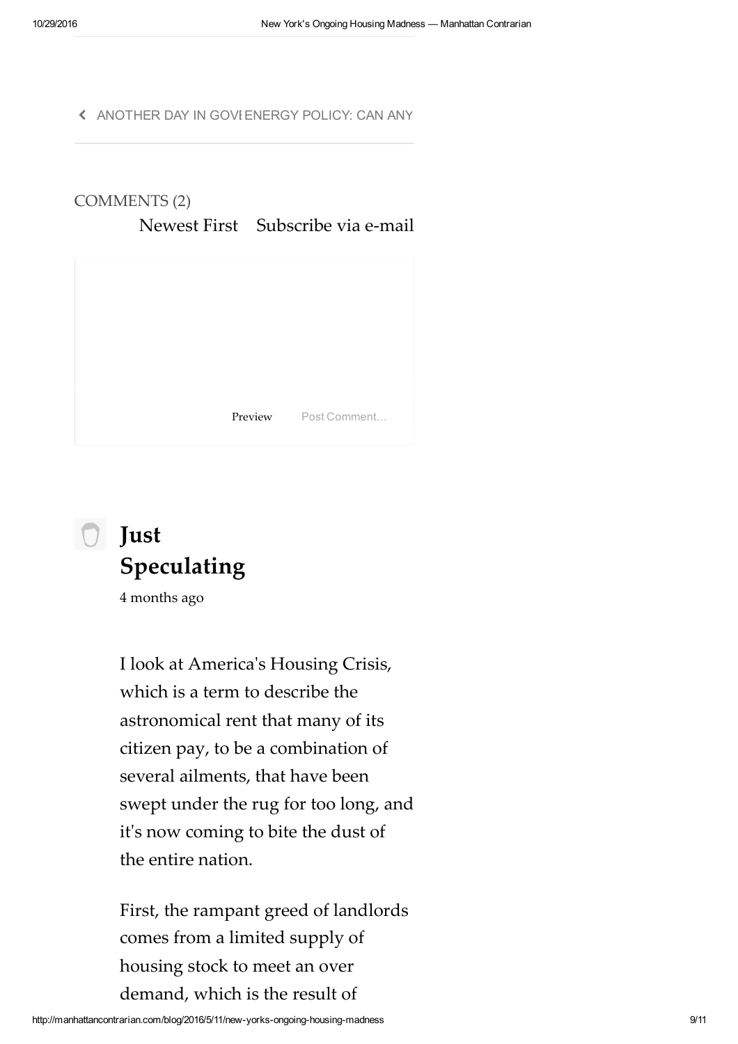< ANOTHER DAY IN GOVI ENERGY POLICY: CAN ANY

COMMENTS (2)

Newest First Subscribe via e-mail

Preview Post Comment…

**Just Speculating**

4 months ago

I look at America's Housing Crisis, which is a term to describe the astronomical rent that many of its citizen pay, to be a combination of several ailments, that have been swept under the rug for too long, and it's now coming to bite the dust of the entire nation.

First, the rampant greed of landlords comes from a limited supply of housing stock to meet an over demand, which is the result of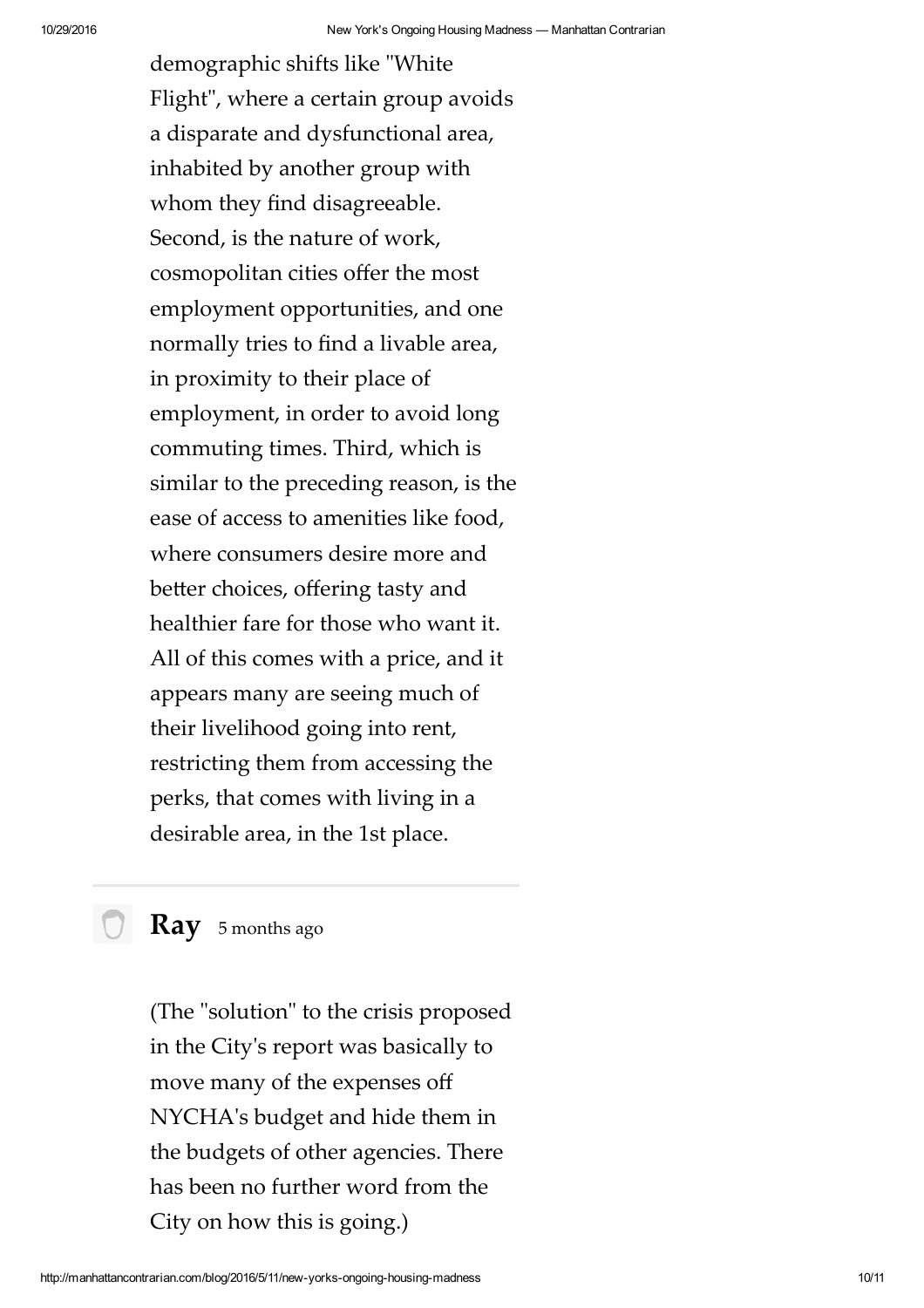demographic shifts like "White Flight", where a certain group avoids a disparate and dysfunctional area, inhabited by another group with whom they find disagreeable. Second, is the nature of work, cosmopolitan cities offer the most employment opportunities, and one normally tries to find a livable area, in proximity to their place of employment, in order to avoid long commuting times. Third, which is similar to the preceding reason, is the ease of access to amenities like food, where consumers desire more and better choices, offering tasty and healthier fare for those who want it. All of this comes with a price, and it appears many are seeing much of their livelihood going into rent, restricting them from accessing the perks, that comes with living in a desirable area, in the 1st place.

---

**Ray** 5 months ago

(The "solution" to the crisis proposed in the City's report was basically to move many of the expenses off NYCHA's budget and hide them in the budgets of other agencies. There has been no further word from the City on how this is going.)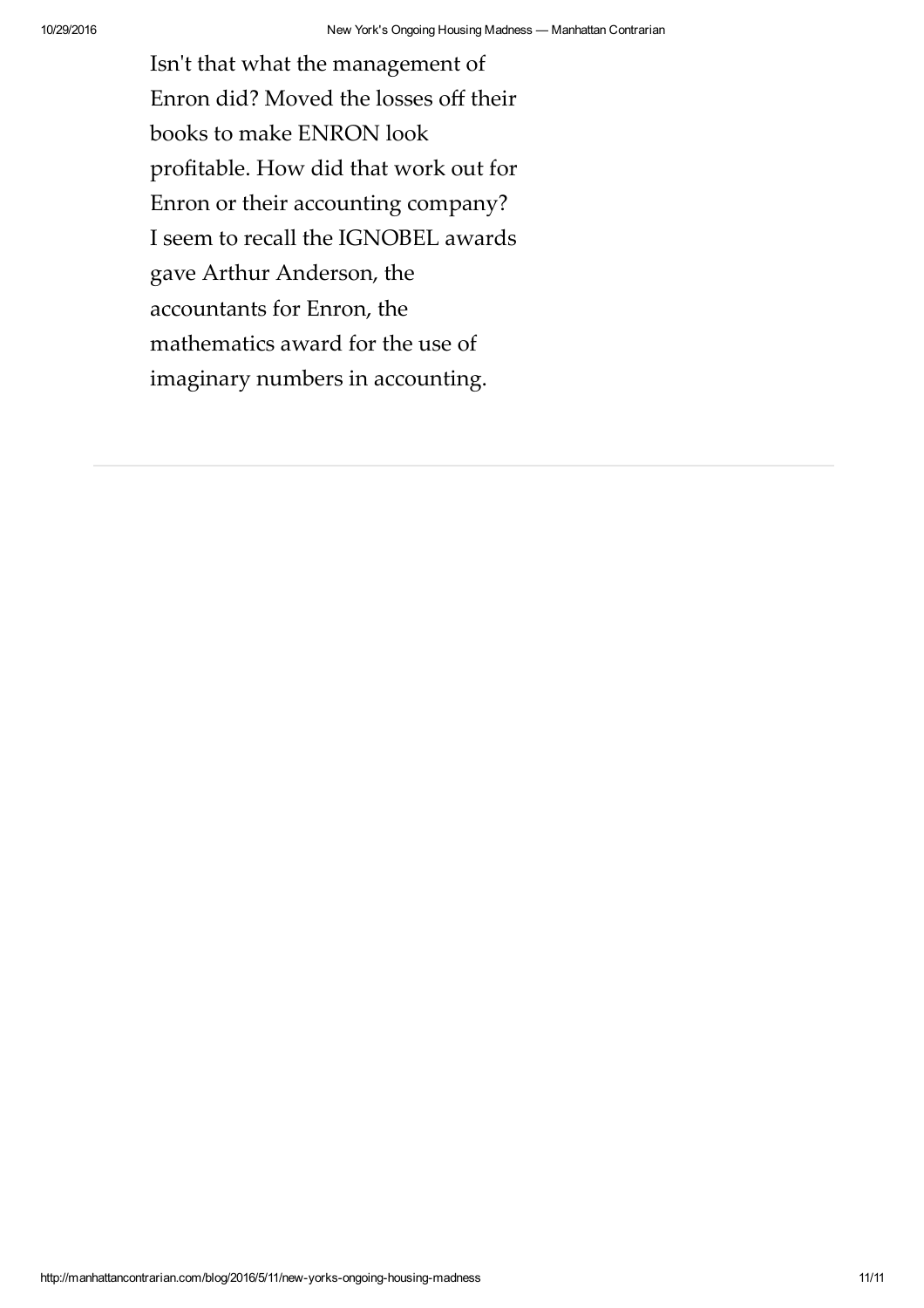Isn't that what the management of Enron did? Moved the losses off their books to make ENRON look profitable. How did that work out for Enron or their accounting company? I seem to recall the IGNOBEL awards gave Arthur Anderson, the accountants for Enron, the mathematics award for the use of imaginary numbers in accounting.